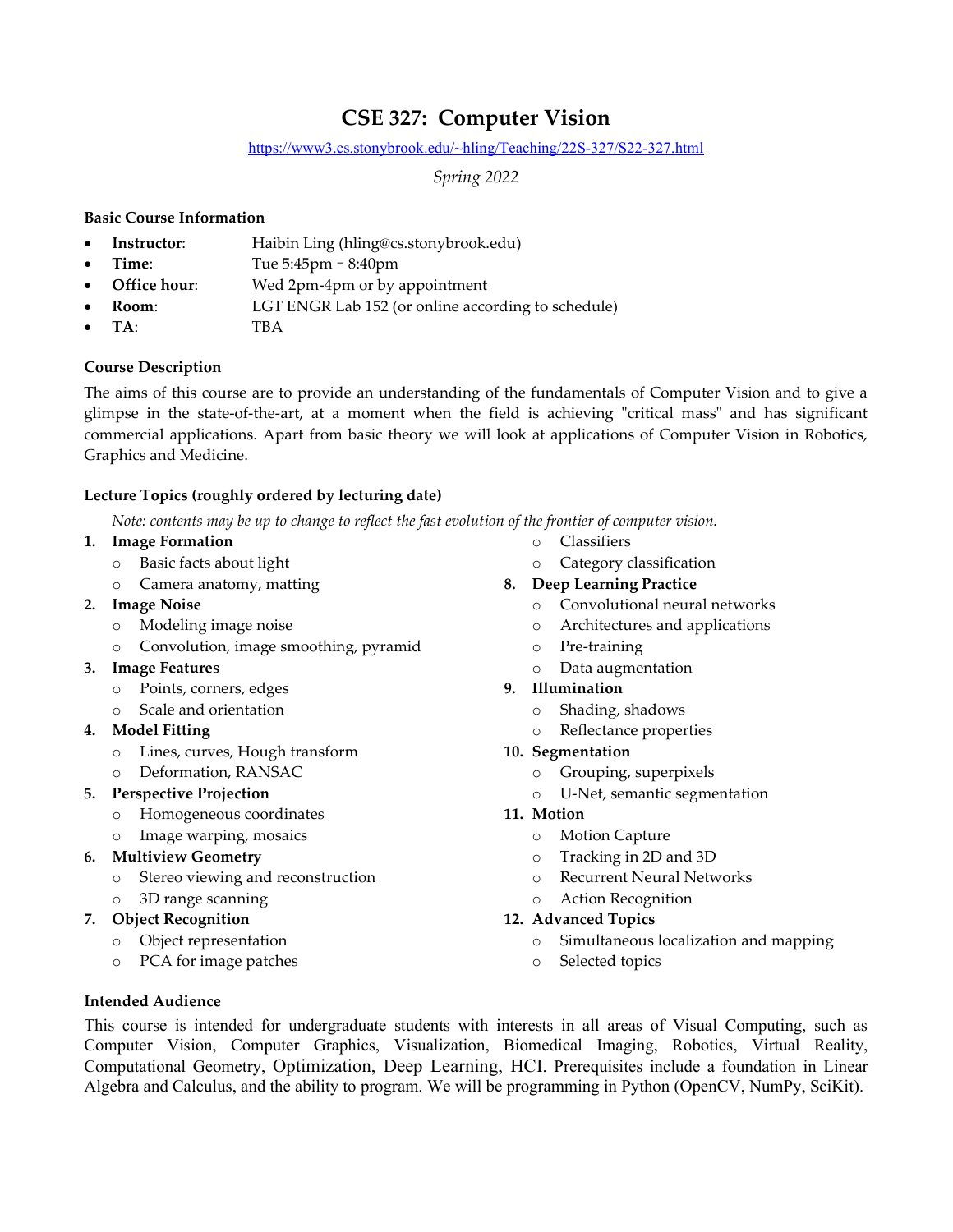# CSE 327: Computer Vision

https://www3.cs.stonybrook.edu/~hling/Teaching/22S-327/S22-327.html

*Spring 2022*

### Basic Course Information

- **Instructor**: Haibin Ling (hling@cs.stonybrook.edu)
- **Time**: Tue 5:45pm – 8:40pm
- **Office hour**: Wed 2pm-4pm or by appointment
- **Room**: LGT ENGR Lab 152 (or online according to schedule)
- **TA**: TBA

### Course Description

The aims of this course are to provide an understanding of the fundamentals of Computer Vision and to give a glimpse in the state-of-the-art, at a moment when the field is achieving "critical mass" and has significant commercial applications. Apart from basic theory we will look at applications of Computer Vision in Robotics, Graphics and Medicine.

### Lecture Topics (roughly ordered by lecturing date)

*Note: contents may be up to change to reflect the fast evolution of the frontier of computer vision.*

1. **Image Formation**
   - Basic facts about light
   - Camera anatomy, matting
2. **Image Noise**
   - Modeling image noise
   - Convolution, image smoothing, pyramid
3. **Image Features**
   - Points, corners, edges
   - Scale and orientation
4. **Model Fitting**
   - Lines, curves, Hough transform
   - Deformation, RANSAC
5. **Perspective Projection**
   - Homogeneous coordinates
   - Image warping, mosaics
6. **Multiview Geometry**
   - Stereo viewing and reconstruction
   - 3D range scanning
7. **Object Recognition**
   - Object representation
   - PCA for image patches
   - Classifiers
   - Category classification
8. **Deep Learning Practice**
   - Convolutional neural networks
   - Architectures and applications
   - Pre-training
   - Data augmentation
9. **Illumination**
   - Shading, shadows
   - Reflectance properties
10. **Segmentation**
    - Grouping, superpixels
    - U-Net, semantic segmentation
11. **Motion**
    - Motion Capture
    - Tracking in 2D and 3D
    - Recurrent Neural Networks
    - Action Recognition
12. **Advanced Topics**
    - Simultaneous localization and mapping
    - Selected topics

### Intended Audience

This course is intended for undergraduate students with interests in all areas of Visual Computing, such as Computer Vision, Computer Graphics, Visualization, Biomedical Imaging, Robotics, Virtual Reality, Computational Geometry, Optimization, Deep Learning, HCI. Prerequisites include a foundation in Linear Algebra and Calculus, and the ability to program. We will be programming in Python (OpenCV, NumPy, SciKit).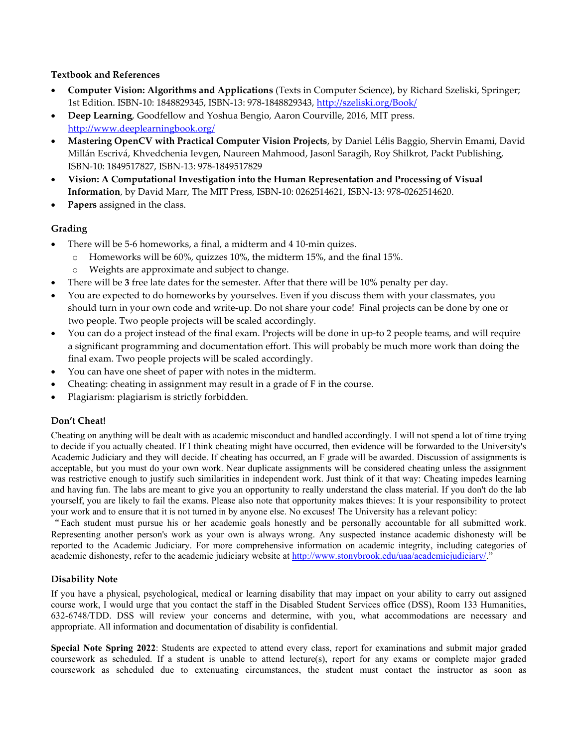### Textbook and References

- **Computer Vision: Algorithms and Applications** (Texts in Computer Science), by Richard Szeliski, Springer; 1st Edition. ISBN-10: 1848829345, ISBN-13: 978-1848829343, http://szeliski.org/Book/
- **Deep Learning**, Goodfellow and Yoshua Bengio, Aaron Courville, 2016, MIT press. http://www.deeplearningbook.org/
- **Mastering OpenCV with Practical Computer Vision Projects**, by Daniel Lélis Baggio, Shervin Emami, David Millán Escrivá, Khvedchenia Ievgen, Naureen Mahmood, Jasonl Saragih, Roy Shilkrot, Packt Publishing, ISBN-10: 1849517827, ISBN-13: 978-1849517829
- **Vision: A Computational Investigation into the Human Representation and Processing of Visual Information**, by David Marr, The MIT Press, ISBN-10: 0262514621, ISBN-13: 978-0262514620.
- **Papers** assigned in the class.

### Grading

- There will be 5-6 homeworks, a final, a midterm and 4 10-min quizes.
  - Homeworks will be 60%, quizzes 10%, the midterm 15%, and the final 15%.
  - Weights are approximate and subject to change.
- There will be **3** free late dates for the semester. After that there will be 10% penalty per day.
- You are expected to do homeworks by yourselves. Even if you discuss them with your classmates, you should turn in your own code and write-up. Do not share your code! Final projects can be done by one or two people. Two people projects will be scaled accordingly.
- You can do a project instead of the final exam. Projects will be done in up-to 2 people teams, and will require a significant programming and documentation effort. This will probably be much more work than doing the final exam. Two people projects will be scaled accordingly.
- You can have one sheet of paper with notes in the midterm.
- Cheating: cheating in assignment may result in a grade of F in the course.
- Plagiarism: plagiarism is strictly forbidden.

### Don't Cheat!

Cheating on anything will be dealt with as academic misconduct and handled accordingly. I will not spend a lot of time trying to decide if you actually cheated. If I think cheating might have occurred, then evidence will be forwarded to the University's Academic Judiciary and they will decide. If cheating has occurred, an F grade will be awarded. Discussion of assignments is acceptable, but you must do your own work. Near duplicate assignments will be considered cheating unless the assignment was restrictive enough to justify such similarities in independent work. Just think of it that way: Cheating impedes learning and having fun. The labs are meant to give you an opportunity to really understand the class material. If you don't do the lab yourself, you are likely to fail the exams. Please also note that opportunity makes thieves: It is your responsibility to protect your work and to ensure that it is not turned in by anyone else. No excuses! The University has a relevant policy:

"Each student must pursue his or her academic goals honestly and be personally accountable for all submitted work. Representing another person's work as your own is always wrong. Any suspected instance academic dishonesty will be reported to the Academic Judiciary. For more comprehensive information on academic integrity, including categories of academic dishonesty, refer to the academic judiciary website at http://www.stonybrook.edu/uaa/academicjudiciary/."

### Disability Note

If you have a physical, psychological, medical or learning disability that may impact on your ability to carry out assigned course work, I would urge that you contact the staff in the Disabled Student Services office (DSS), Room 133 Humanities, 632-6748/TDD. DSS will review your concerns and determine, with you, what accommodations are necessary and appropriate. All information and documentation of disability is confidential.

**Special Note Spring 2022**: Students are expected to attend every class, report for examinations and submit major graded coursework as scheduled. If a student is unable to attend lecture(s), report for any exams or complete major graded coursework as scheduled due to extenuating circumstances, the student must contact the instructor as soon as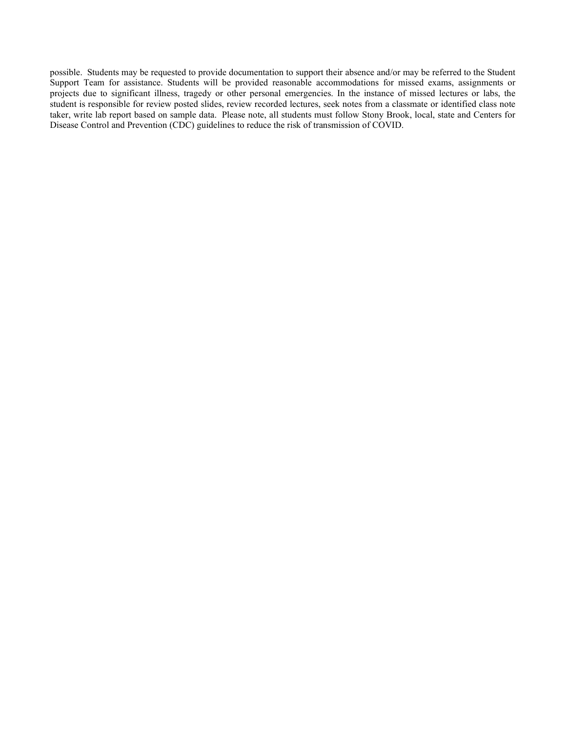possible. Students may be requested to provide documentation to support their absence and/or may be referred to the Student Support Team for assistance. Students will be provided reasonable accommodations for missed exams, assignments or projects due to significant illness, tragedy or other personal emergencies. In the instance of missed lectures or labs, the student is responsible for review posted slides, review recorded lectures, seek notes from a classmate or identified class note taker, write lab report based on sample data. Please note, all students must follow Stony Brook, local, state and Centers for Disease Control and Prevention (CDC) guidelines to reduce the risk of transmission of COVID.